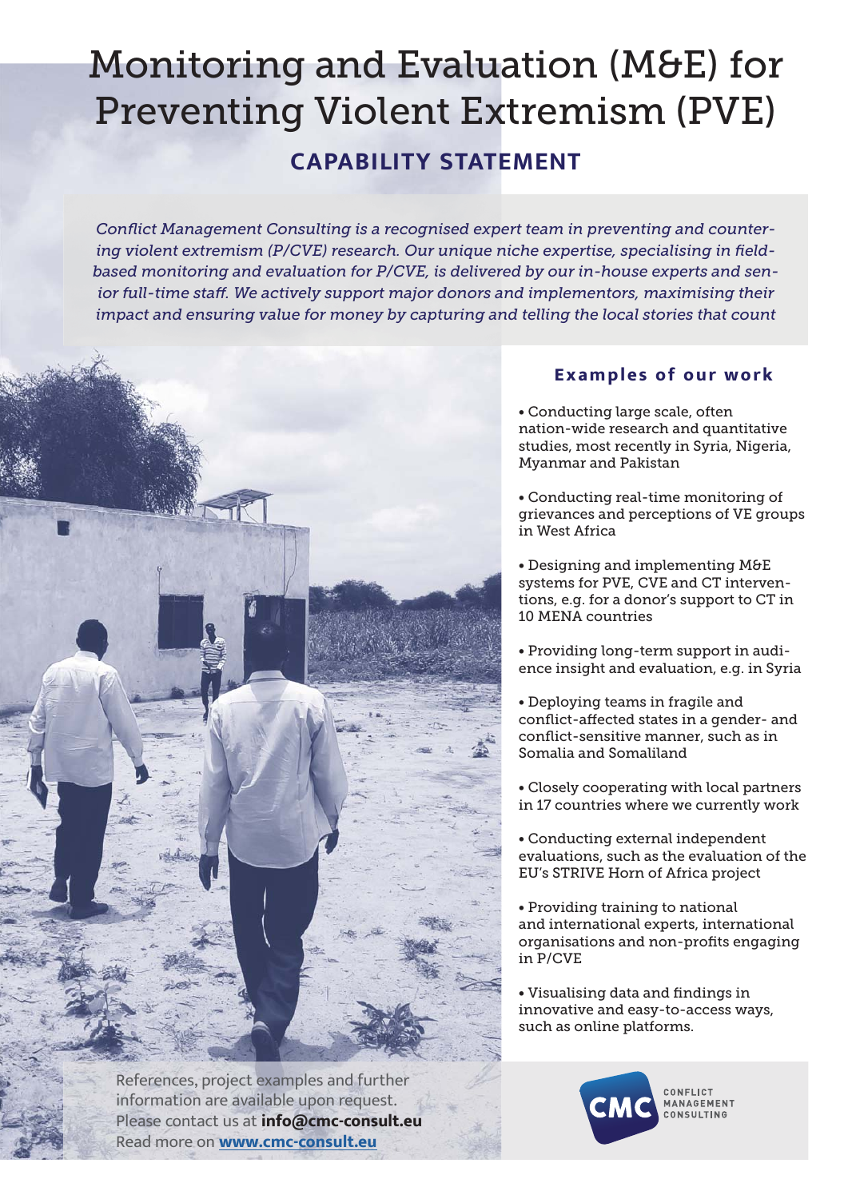# Monitoring and Evaluation (M&E) for Preventing Violent Extremism (PVE)

## CAPABILITY STATEMENT

*Conflict Management Consulting is a recognised expert team in preventing and countering violent extremism (P/CVE) research. Our unique niche expertise, specialising in field-based monitoring and evaluation for P/CVE, is delivered by our in-house experts and senior full-time staff. We actively support major donors and implementors, maximising their impact and ensuring value for money by capturing and telling the local stories that count*

### Examples of our work

- Conducting large scale, often nation-wide research and quantitative studies, most recently in Syria, Nigeria, Myanmar and Pakistan
- Conducting real-time monitoring of grievances and perceptions of VE groups in West Africa
- Designing and implementing M&E systems for PVE, CVE and CT interventions, e.g. for a donor's support to CT in 10 MENA countries
- Providing long-term support in audience insight and evaluation, e.g. in Syria
- Deploying teams in fragile and conflict-affected states in a gender- and conflict-sensitive manner, such as in Somalia and Somaliland
- Closely cooperating with local partners in 17 countries where we currently work
- Conducting external independent evaluations, such as the evaluation of the EU's STRIVE Horn of Africa project
- Providing training to national and international experts, international organisations and non-profits engaging in P/CVE
- Visualising data and findings in innovative and easy-to-access ways, such as online platforms.

References, project examples and further information are available upon request.
Please contact us at **info@cmc-consult.eu**
Read more on **www.cmc-consult.eu**

CMC CONFLICT MANAGEMENT CONSULTING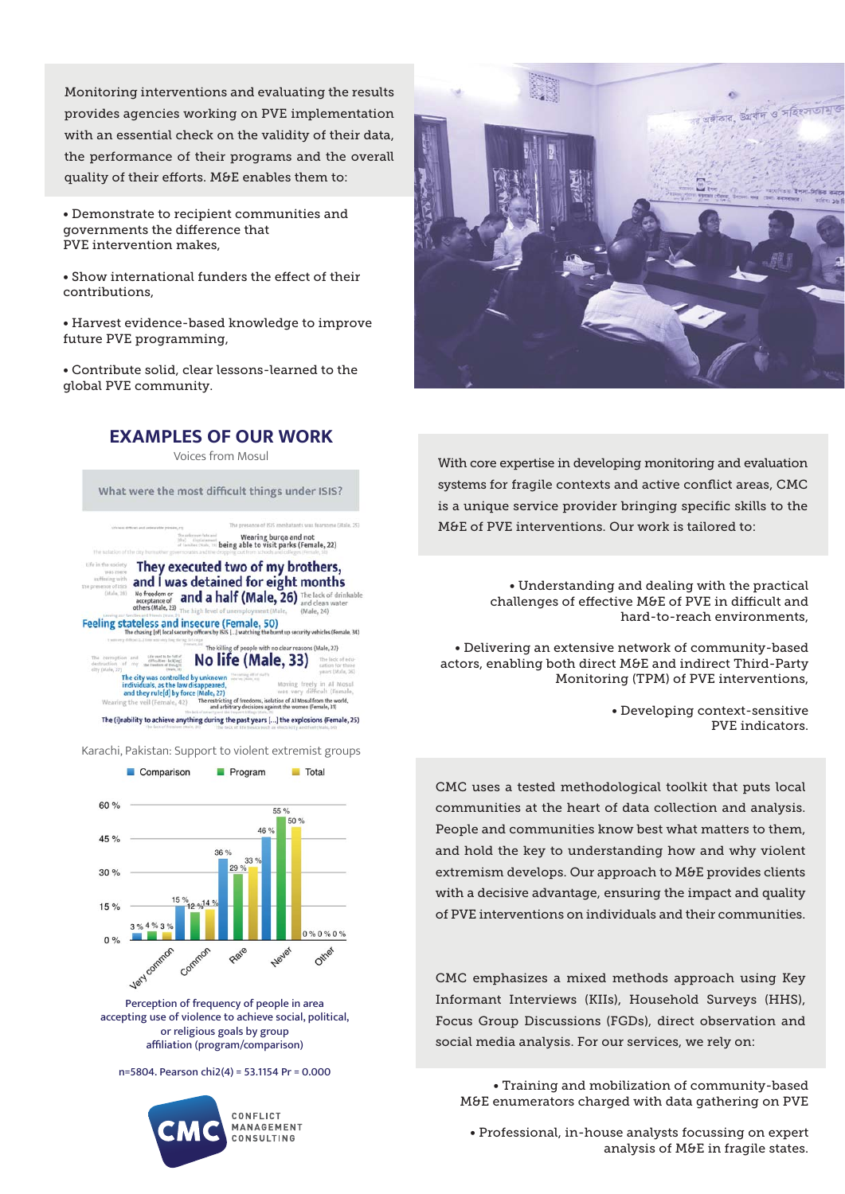Monitoring interventions and evaluating the results provides agencies working on PVE implementation with an essential check on the validity of their data, the performance of their programs and the overall quality of their efforts. M&E enables them to:

- Demonstrate to recipient communities and governments the difference that PVE intervention makes,
- Show international funders the effect of their contributions,
- Harvest evidence-based knowledge to improve future PVE programming,
- Contribute solid, clear lessons-learned to the global PVE community.

## EXAMPLES OF OUR WORK

Voices from Mosul

What were the most difficult things under ISIS?

Wearing burqa and not being able to visit parks (Female, 22)

They executed two of my brothers, and I was detained for eight months and a half (Male, 26)

Feeling stateless and insecure (Female, 50)

No life (Male, 33)

The city was controlled by unknown individuals, as the law disappeared, and they rule[d] by force (Male, 27)

The (i)nability to achieve anything during the past years [...] the explosions (Female, 25)

Karachi, Pakistan: Support to violent extremist groups

Comparison Program Total

60 %
45 %
30 %
15 %
0 %

3 % 4 % 3 %
15 % 12 % 14 %
36 % 29 % 33 %
46 % 55 % 50 %
0 % 0 % 0 %

Very common
Common
Rare
Never
Other

Perception of frequency of people in area accepting use of violence to achieve social, political, or religious goals by group affiliation (program/comparison)

n=5804. Pearson chi2(4) = 53.1154 Pr = 0.000

CMC CONFLICT MANAGEMENT CONSULTING

With core expertise in developing monitoring and evaluation systems for fragile contexts and active conflict areas, CMC is a unique service provider bringing specific skills to the M&E of PVE interventions. Our work is tailored to:

- Understanding and dealing with the practical challenges of effective M&E of PVE in difficult and hard-to-reach environments,
- Delivering an extensive network of community-based actors, enabling both direct M&E and indirect Third-Party Monitoring (TPM) of PVE interventions,
- Developing context-sensitive PVE indicators.

CMC uses a tested methodological toolkit that puts local communities at the heart of data collection and analysis. People and communities know best what matters to them, and hold the key to understanding how and why violent extremism develops. Our approach to M&E provides clients with a decisive advantage, ensuring the impact and quality of PVE interventions on individuals and their communities.

CMC emphasizes a mixed methods approach using Key Informant Interviews (KIIs), Household Surveys (HHS), Focus Group Discussions (FGDs), direct observation and social media analysis. For our services, we rely on:

- Training and mobilization of community-based M&E enumerators charged with data gathering on PVE
- Professional, in-house analysts focussing on expert analysis of M&E in fragile states.